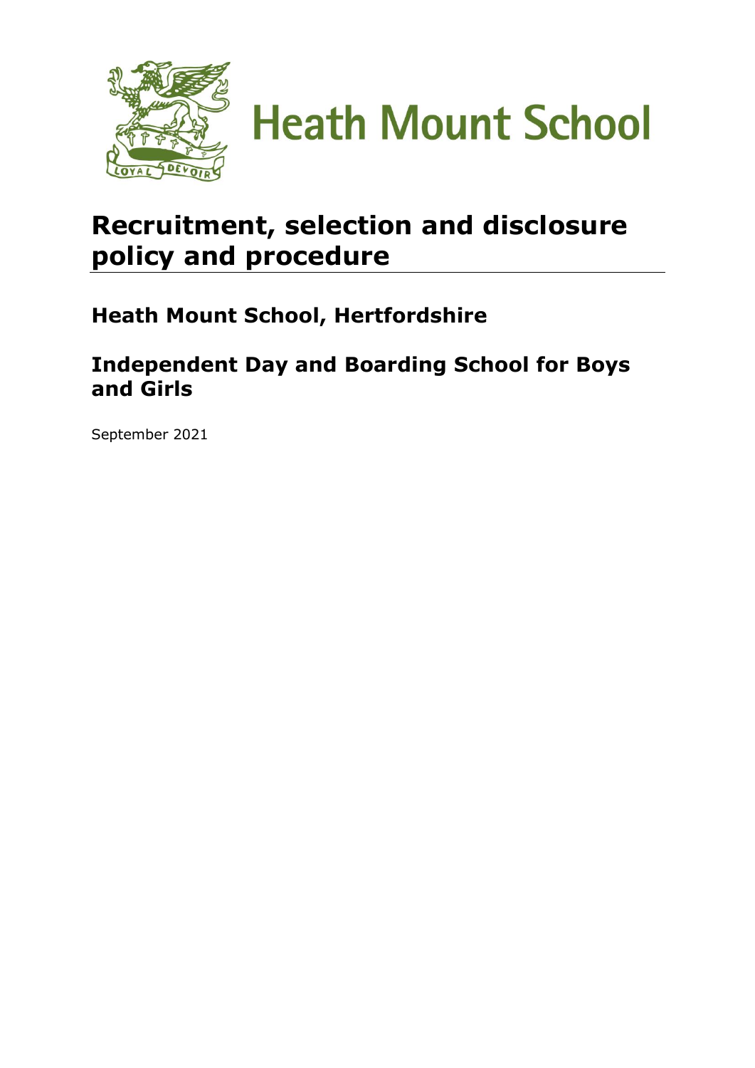Heath Mount School

# Recruitment, selection and disclosure policy and procedure

## Heath Mount School, Hertfordshire

## Independent Day and Boarding School for Boys and Girls

September 2021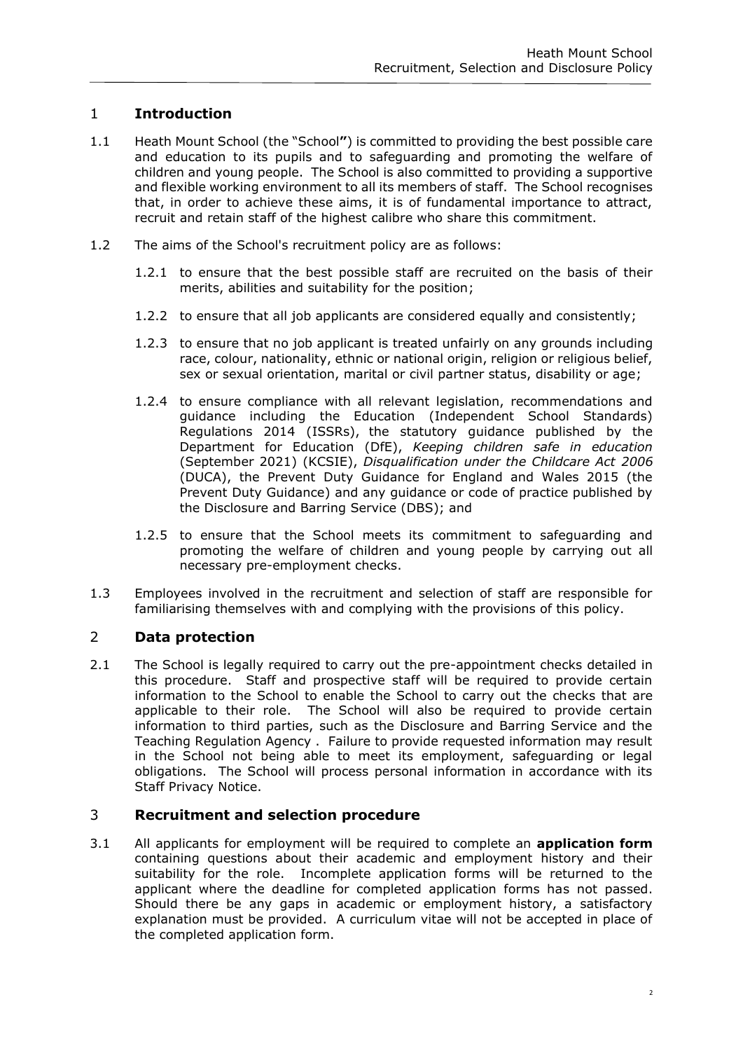## 1 Introduction

1.1 Heath Mount School (the "**School**") is committed to providing the best possible care and education to its pupils and to safeguarding and promoting the welfare of children and young people. The School is also committed to providing a supportive and flexible working environment to all its members of staff. The School recognises that, in order to achieve these aims, it is of fundamental importance to attract, recruit and retain staff of the highest calibre who share this commitment.

1.2 The aims of the School's recruitment policy are as follows:

1.2.1 to ensure that the best possible staff are recruited on the basis of their merits, abilities and suitability for the position;

1.2.2 to ensure that all job applicants are considered equally and consistently;

1.2.3 to ensure that no job applicant is treated unfairly on any grounds including race, colour, nationality, ethnic or national origin, religion or religious belief, sex or sexual orientation, marital or civil partner status, disability or age;

1.2.4 to ensure compliance with all relevant legislation, recommendations and guidance including the Education (Independent School Standards) Regulations 2014 (ISSRs), the statutory guidance published by the Department for Education (DfE), *Keeping children safe in education* (September 2021) (KCSIE), *Disqualification under the Childcare Act 2006* (DUCA), the Prevent Duty Guidance for England and Wales 2015 (the Prevent Duty Guidance) and any guidance or code of practice published by the Disclosure and Barring Service (DBS); and

1.2.5 to ensure that the School meets its commitment to safeguarding and promoting the welfare of children and young people by carrying out all necessary pre-employment checks.

1.3 Employees involved in the recruitment and selection of staff are responsible for familiarising themselves with and complying with the provisions of this policy.

## 2 Data protection

2.1 The School is legally required to carry out the pre-appointment checks detailed in this procedure. Staff and prospective staff will be required to provide certain information to the School to enable the School to carry out the checks that are applicable to their role. The School will also be required to provide certain information to third parties, such as the Disclosure and Barring Service and the Teaching Regulation Agency . Failure to provide requested information may result in the School not being able to meet its employment, safeguarding or legal obligations. The School will process personal information in accordance with its Staff Privacy Notice.

## 3 Recruitment and selection procedure

3.1 All applicants for employment will be required to complete an **application form** containing questions about their academic and employment history and their suitability for the role. Incomplete application forms will be returned to the applicant where the deadline for completed application forms has not passed. Should there be any gaps in academic or employment history, a satisfactory explanation must be provided. A curriculum vitae will not be accepted in place of the completed application form.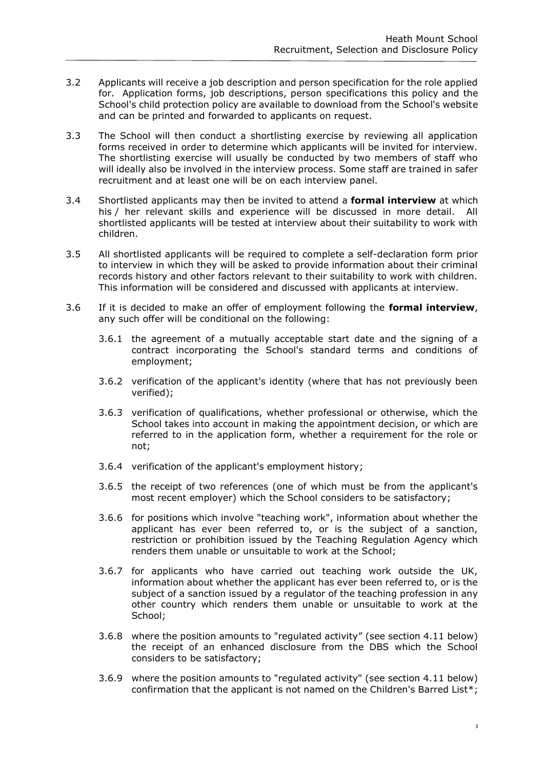3.2 Applicants will receive a job description and person specification for the role applied for. Application forms, job descriptions, person specifications this policy and the School's child protection policy are available to download from the School's website and can be printed and forwarded to applicants on request.

3.3 The School will then conduct a shortlisting exercise by reviewing all application forms received in order to determine which applicants will be invited for interview. The shortlisting exercise will usually be conducted by two members of staff who will ideally also be involved in the interview process. Some staff are trained in safer recruitment and at least one will be on each interview panel.

3.4 Shortlisted applicants may then be invited to attend a **formal interview** at which his / her relevant skills and experience will be discussed in more detail. All shortlisted applicants will be tested at interview about their suitability to work with children.

3.5 All shortlisted applicants will be required to complete a self-declaration form prior to interview in which they will be asked to provide information about their criminal records history and other factors relevant to their suitability to work with children. This information will be considered and discussed with applicants at interview.

3.6 If it is decided to make an offer of employment following the **formal interview**, any such offer will be conditional on the following:

3.6.1 the agreement of a mutually acceptable start date and the signing of a contract incorporating the School's standard terms and conditions of employment;

3.6.2 verification of the applicant's identity (where that has not previously been verified);

3.6.3 verification of qualifications, whether professional or otherwise, which the School takes into account in making the appointment decision, or which are referred to in the application form, whether a requirement for the role or not;

3.6.4 verification of the applicant's employment history;

3.6.5 the receipt of two references (one of which must be from the applicant's most recent employer) which the School considers to be satisfactory;

3.6.6 for positions which involve "teaching work", information about whether the applicant has ever been referred to, or is the subject of a sanction, restriction or prohibition issued by the Teaching Regulation Agency which renders them unable or unsuitable to work at the School;

3.6.7 for applicants who have carried out teaching work outside the UK, information about whether the applicant has ever been referred to, or is the subject of a sanction issued by a regulator of the teaching profession in any other country which renders them unable or unsuitable to work at the School;

3.6.8 where the position amounts to "regulated activity" (see section 4.11 below) the receipt of an enhanced disclosure from the DBS which the School considers to be satisfactory;

3.6.9 where the position amounts to "regulated activity" (see section 4.11 below) confirmation that the applicant is not named on the Children's Barred List*;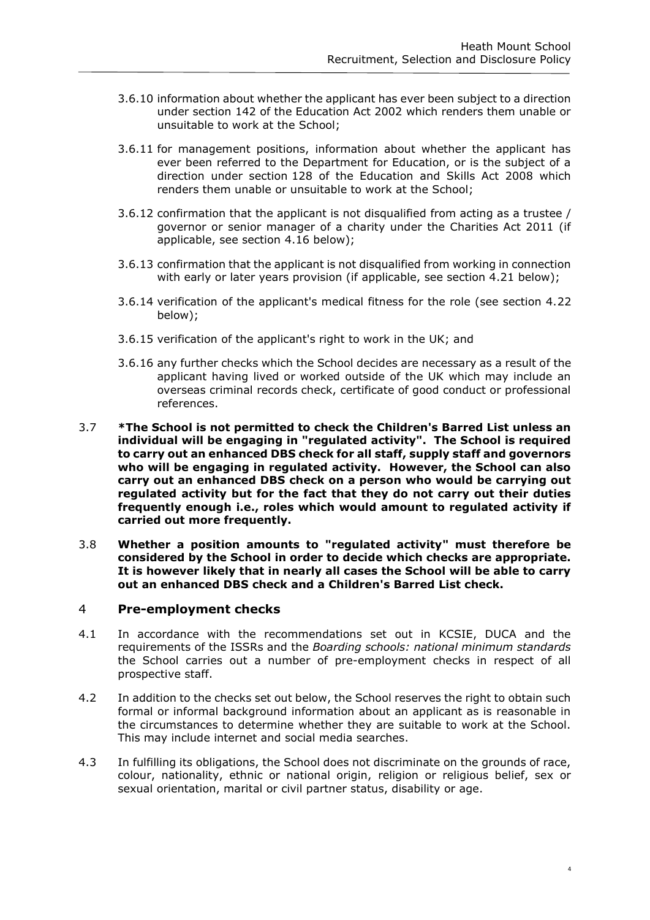3.6.10 information about whether the applicant has ever been subject to a direction under section 142 of the Education Act 2002 which renders them unable or unsuitable to work at the School;

3.6.11 for management positions, information about whether the applicant has ever been referred to the Department for Education, or is the subject of a direction under section 128 of the Education and Skills Act 2008 which renders them unable or unsuitable to work at the School;

3.6.12 confirmation that the applicant is not disqualified from acting as a trustee / governor or senior manager of a charity under the Charities Act 2011 (if applicable, see section 4.16 below);

3.6.13 confirmation that the applicant is not disqualified from working in connection with early or later years provision (if applicable, see section 4.21 below);

3.6.14 verification of the applicant's medical fitness for the role (see section 4.22 below);

3.6.15 verification of the applicant's right to work in the UK; and

3.6.16 any further checks which the School decides are necessary as a result of the applicant having lived or worked outside of the UK which may include an overseas criminal records check, certificate of good conduct or professional references.

3.7 **\*The School is not permitted to check the Children's Barred List unless an individual will be engaging in "regulated activity". The School is required to carry out an enhanced DBS check for all staff, supply staff and governors who will be engaging in regulated activity. However, the School can also carry out an enhanced DBS check on a person who would be carrying out regulated activity but for the fact that they do not carry out their duties frequently enough i.e., roles which would amount to regulated activity if carried out more frequently.**

3.8 **Whether a position amounts to "regulated activity" must therefore be considered by the School in order to decide which checks are appropriate. It is however likely that in nearly all cases the School will be able to carry out an enhanced DBS check and a Children's Barred List check.**

## 4 Pre-employment checks

4.1 In accordance with the recommendations set out in KCSIE, DUCA and the requirements of the ISSRs and the *Boarding schools: national minimum standards* the School carries out a number of pre-employment checks in respect of all prospective staff.

4.2 In addition to the checks set out below, the School reserves the right to obtain such formal or informal background information about an applicant as is reasonable in the circumstances to determine whether they are suitable to work at the School. This may include internet and social media searches.

4.3 In fulfilling its obligations, the School does not discriminate on the grounds of race, colour, nationality, ethnic or national origin, religion or religious belief, sex or sexual orientation, marital or civil partner status, disability or age.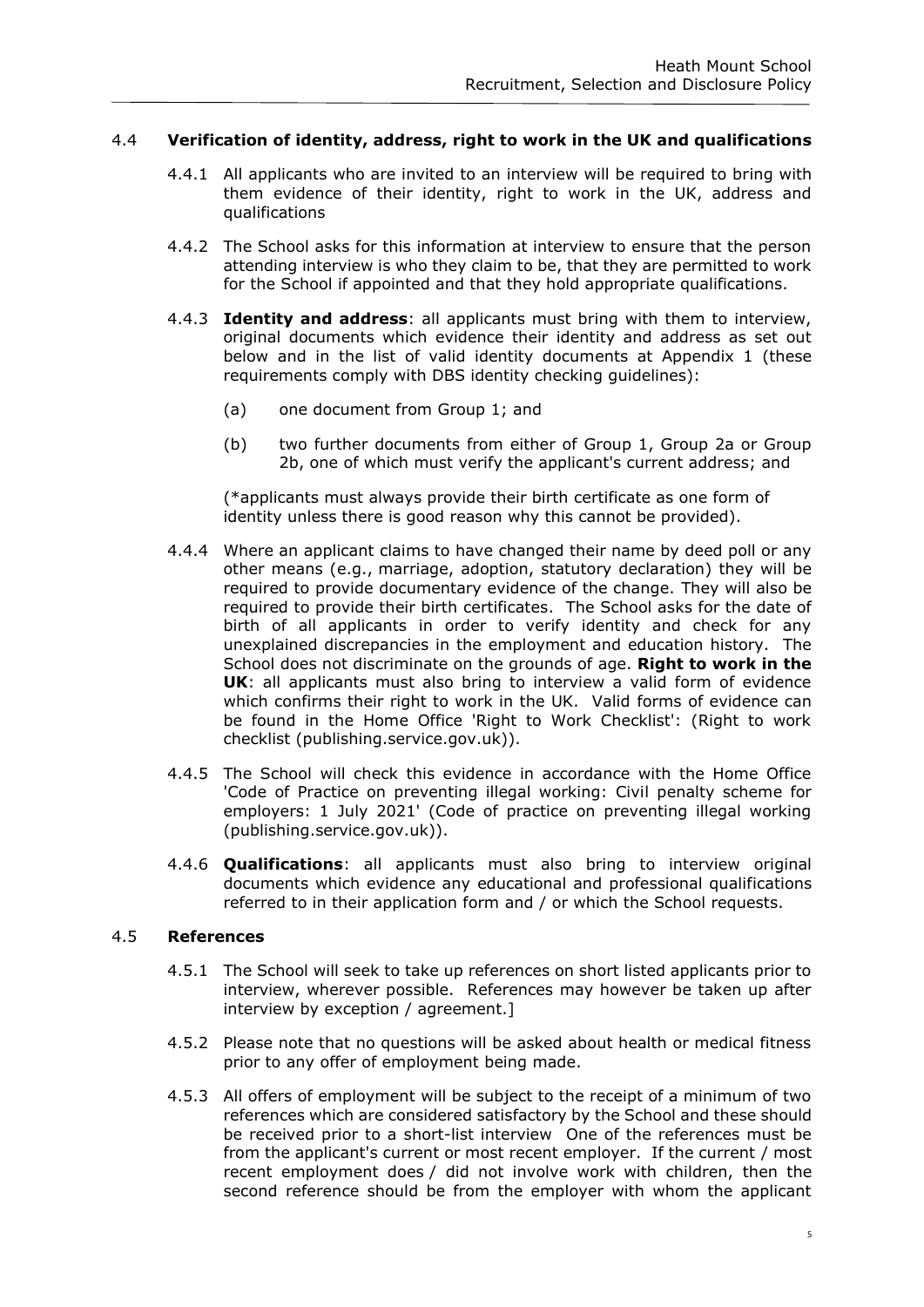### 4.4 **Verification of identity, address, right to work in the UK and qualifications**

4.4.1 All applicants who are invited to an interview will be required to bring with them evidence of their identity, right to work in the UK, address and qualifications

4.4.2 The School asks for this information at interview to ensure that the person attending interview is who they claim to be, that they are permitted to work for the School if appointed and that they hold appropriate qualifications.

4.4.3 **Identity and address**: all applicants must bring with them to interview, original documents which evidence their identity and address as set out below and in the list of valid identity documents at Appendix 1 (these requirements comply with DBS identity checking guidelines):

(a) one document from Group 1; and

(b) two further documents from either of Group 1, Group 2a or Group 2b, one of which must verify the applicant's current address; and

(*applicants must always provide their birth certificate as one form of identity unless there is good reason why this cannot be provided).

4.4.4 Where an applicant claims to have changed their name by deed poll or any other means (e.g., marriage, adoption, statutory declaration) they will be required to provide documentary evidence of the change. They will also be required to provide their birth certificates. The School asks for the date of birth of all applicants in order to verify identity and check for any unexplained discrepancies in the employment and education history. The School does not discriminate on the grounds of age. **Right to work in the UK**: all applicants must also bring to interview a valid form of evidence which confirms their right to work in the UK. Valid forms of evidence can be found in the Home Office 'Right to Work Checklist': (Right to work checklist (publishing.service.gov.uk)).

4.4.5 The School will check this evidence in accordance with the Home Office 'Code of Practice on preventing illegal working: Civil penalty scheme for employers: 1 July 2021' (Code of practice on preventing illegal working (publishing.service.gov.uk)).

4.4.6 **Qualifications**: all applicants must also bring to interview original documents which evidence any educational and professional qualifications referred to in their application form and / or which the School requests.

### 4.5 **References**

4.5.1 The School will seek to take up references on short listed applicants prior to interview, wherever possible. References may however be taken up after interview by exception / agreement.]

4.5.2 Please note that no questions will be asked about health or medical fitness prior to any offer of employment being made.

4.5.3 All offers of employment will be subject to the receipt of a minimum of two references which are considered satisfactory by the School and these should be received prior to a short-list interview One of the references must be from the applicant's current or most recent employer. If the current / most recent employment does / did not involve work with children, then the second reference should be from the employer with whom the applicant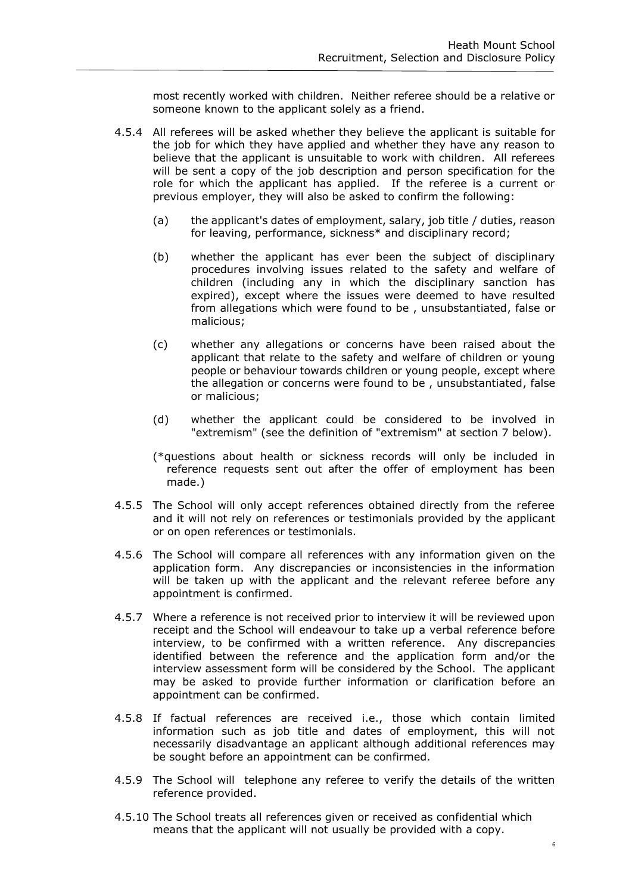most recently worked with children. Neither referee should be a relative or someone known to the applicant solely as a friend.

4.5.4 All referees will be asked whether they believe the applicant is suitable for the job for which they have applied and whether they have any reason to believe that the applicant is unsuitable to work with children. All referees will be sent a copy of the job description and person specification for the role for which the applicant has applied. If the referee is a current or previous employer, they will also be asked to confirm the following:

(a) the applicant's dates of employment, salary, job title / duties, reason for leaving, performance, sickness* and disciplinary record;

(b) whether the applicant has ever been the subject of disciplinary procedures involving issues related to the safety and welfare of children (including any in which the disciplinary sanction has expired), except where the issues were deemed to have resulted from allegations which were found to be , unsubstantiated, false or malicious;

(c) whether any allegations or concerns have been raised about the applicant that relate to the safety and welfare of children or young people or behaviour towards children or young people, except where the allegation or concerns were found to be , unsubstantiated, false or malicious;

(d) whether the applicant could be considered to be involved in "extremism" (see the definition of "extremism" at section 7 below).

(*questions about health or sickness records will only be included in reference requests sent out after the offer of employment has been made.)

4.5.5 The School will only accept references obtained directly from the referee and it will not rely on references or testimonials provided by the applicant or on open references or testimonials.

4.5.6 The School will compare all references with any information given on the application form. Any discrepancies or inconsistencies in the information will be taken up with the applicant and the relevant referee before any appointment is confirmed.

4.5.7 Where a reference is not received prior to interview it will be reviewed upon receipt and the School will endeavour to take up a verbal reference before interview, to be confirmed with a written reference. Any discrepancies identified between the reference and the application form and/or the interview assessment form will be considered by the School. The applicant may be asked to provide further information or clarification before an appointment can be confirmed.

4.5.8 If factual references are received i.e., those which contain limited information such as job title and dates of employment, this will not necessarily disadvantage an applicant although additional references may be sought before an appointment can be confirmed.

4.5.9 The School will telephone any referee to verify the details of the written reference provided.

4.5.10 The School treats all references given or received as confidential which means that the applicant will not usually be provided with a copy.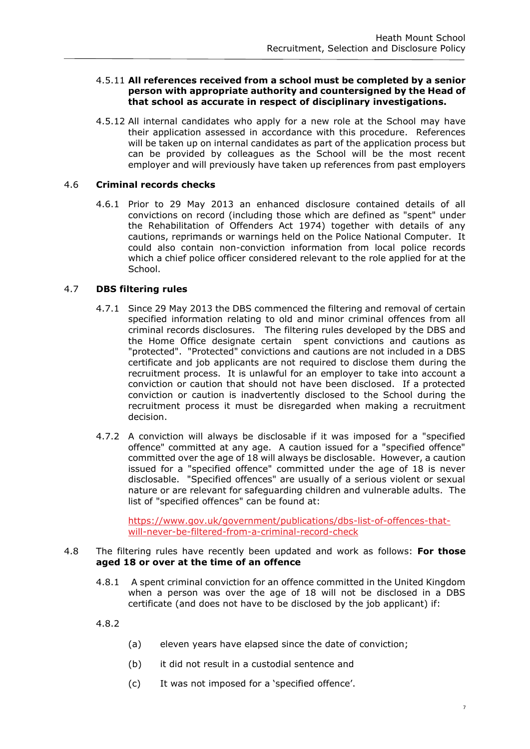4.5.11 **All references received from a school must be completed by a senior person with appropriate authority and countersigned by the Head of that school as accurate in respect of disciplinary investigations.**

4.5.12 All internal candidates who apply for a new role at the School may have their application assessed in accordance with this procedure. References will be taken up on internal candidates as part of the application process but can be provided by colleagues as the School will be the most recent employer and will previously have taken up references from past employers

## 4.6 Criminal records checks

4.6.1 Prior to 29 May 2013 an enhanced disclosure contained details of all convictions on record (including those which are defined as "spent" under the Rehabilitation of Offenders Act 1974) together with details of any cautions, reprimands or warnings held on the Police National Computer. It could also contain non-conviction information from local police records which a chief police officer considered relevant to the role applied for at the School.

## 4.7 DBS filtering rules

4.7.1 Since 29 May 2013 the DBS commenced the filtering and removal of certain specified information relating to old and minor criminal offences from all criminal records disclosures. The filtering rules developed by the DBS and the Home Office designate certain spent convictions and cautions as "protected". "Protected" convictions and cautions are not included in a DBS certificate and job applicants are not required to disclose them during the recruitment process. It is unlawful for an employer to take into account a conviction or caution that should not have been disclosed. If a protected conviction or caution is inadvertently disclosed to the School during the recruitment process it must be disregarded when making a recruitment decision.

4.7.2 A conviction will always be disclosable if it was imposed for a "specified offence" committed at any age. A caution issued for a "specified offence" committed over the age of 18 will always be disclosable. However, a caution issued for a "specified offence" committed under the age of 18 is never disclosable. "Specified offences" are usually of a serious violent or sexual nature or are relevant for safeguarding children and vulnerable adults. The list of "specified offences" can be found at:

https://www.gov.uk/government/publications/dbs-list-of-offences-that-will-never-be-filtered-from-a-criminal-record-check

4.8 The filtering rules have recently been updated and work as follows: **For those aged 18 or over at the time of an offence**

4.8.1 A spent criminal conviction for an offence committed in the United Kingdom when a person was over the age of 18 will not be disclosed in a DBS certificate (and does not have to be disclosed by the job applicant) if:

4.8.2

(a) eleven years have elapsed since the date of conviction;

(b) it did not result in a custodial sentence and

(c) It was not imposed for a 'specified offence'.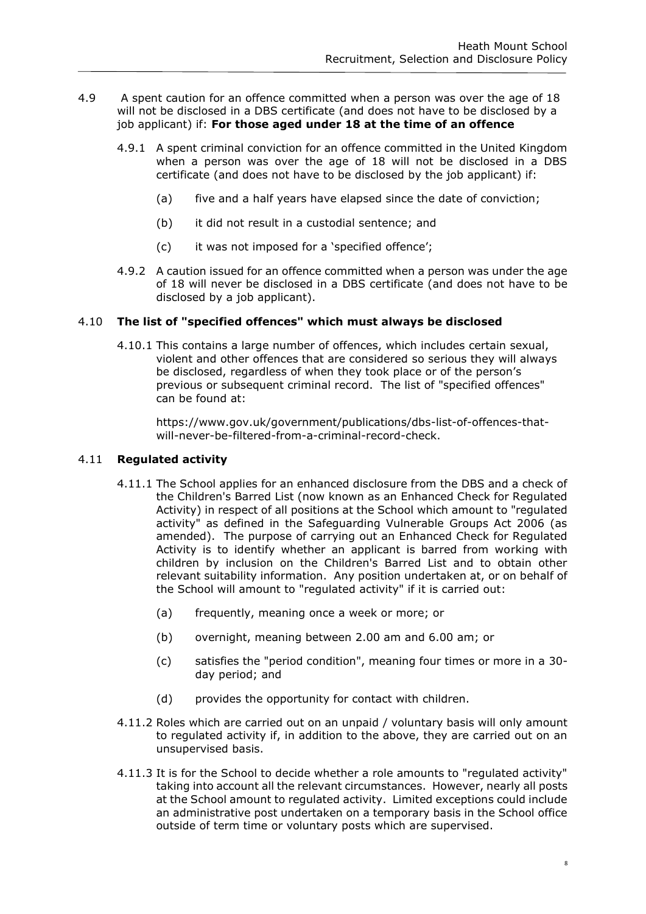4.9 A spent caution for an offence committed when a person was over the age of 18 will not be disclosed in a DBS certificate (and does not have to be disclosed by a job applicant) if: **For those aged under 18 at the time of an offence**

4.9.1 A spent criminal conviction for an offence committed in the United Kingdom when a person was over the age of 18 will not be disclosed in a DBS certificate (and does not have to be disclosed by the job applicant) if:

(a) five and a half years have elapsed since the date of conviction;

(b) it did not result in a custodial sentence; and

(c) it was not imposed for a 'specified offence';

4.9.2 A caution issued for an offence committed when a person was under the age of 18 will never be disclosed in a DBS certificate (and does not have to be disclosed by a job applicant).

4.10 **The list of "specified offences" which must always be disclosed**

4.10.1 This contains a large number of offences, which includes certain sexual, violent and other offences that are considered so serious they will always be disclosed, regardless of when they took place or of the person's previous or subsequent criminal record. The list of "specified offences" can be found at:

https://www.gov.uk/government/publications/dbs-list-of-offences-that-will-never-be-filtered-from-a-criminal-record-check.

4.11 **Regulated activity**

4.11.1 The School applies for an enhanced disclosure from the DBS and a check of the Children's Barred List (now known as an Enhanced Check for Regulated Activity) in respect of all positions at the School which amount to "regulated activity" as defined in the Safeguarding Vulnerable Groups Act 2006 (as amended). The purpose of carrying out an Enhanced Check for Regulated Activity is to identify whether an applicant is barred from working with children by inclusion on the Children's Barred List and to obtain other relevant suitability information. Any position undertaken at, or on behalf of the School will amount to "regulated activity" if it is carried out:

(a) frequently, meaning once a week or more; or

(b) overnight, meaning between 2.00 am and 6.00 am; or

(c) satisfies the "period condition", meaning four times or more in a 30-day period; and

(d) provides the opportunity for contact with children.

4.11.2 Roles which are carried out on an unpaid / voluntary basis will only amount to regulated activity if, in addition to the above, they are carried out on an unsupervised basis.

4.11.3 It is for the School to decide whether a role amounts to "regulated activity" taking into account all the relevant circumstances. However, nearly all posts at the School amount to regulated activity. Limited exceptions could include an administrative post undertaken on a temporary basis in the School office outside of term time or voluntary posts which are supervised.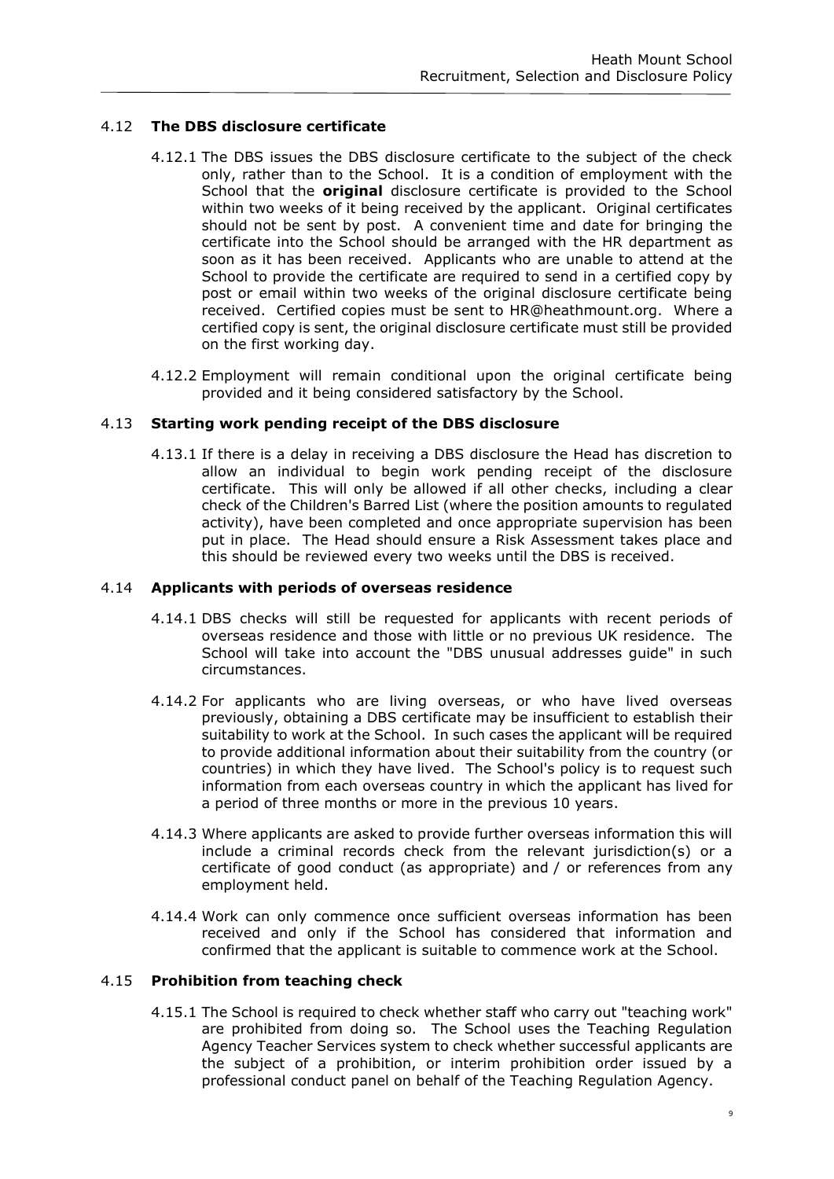## 4.12 The DBS disclosure certificate

4.12.1 The DBS issues the DBS disclosure certificate to the subject of the check only, rather than to the School. It is a condition of employment with the School that the **original** disclosure certificate is provided to the School within two weeks of it being received by the applicant. Original certificates should not be sent by post. A convenient time and date for bringing the certificate into the School should be arranged with the HR department as soon as it has been received. Applicants who are unable to attend at the School to provide the certificate are required to send in a certified copy by post or email within two weeks of the original disclosure certificate being received. Certified copies must be sent to HR@heathmount.org. Where a certified copy is sent, the original disclosure certificate must still be provided on the first working day.

4.12.2 Employment will remain conditional upon the original certificate being provided and it being considered satisfactory by the School.

## 4.13 Starting work pending receipt of the DBS disclosure

4.13.1 If there is a delay in receiving a DBS disclosure the Head has discretion to allow an individual to begin work pending receipt of the disclosure certificate. This will only be allowed if all other checks, including a clear check of the Children's Barred List (where the position amounts to regulated activity), have been completed and once appropriate supervision has been put in place. The Head should ensure a Risk Assessment takes place and this should be reviewed every two weeks until the DBS is received.

## 4.14 Applicants with periods of overseas residence

4.14.1 DBS checks will still be requested for applicants with recent periods of overseas residence and those with little or no previous UK residence. The School will take into account the "DBS unusual addresses guide" in such circumstances.

4.14.2 For applicants who are living overseas, or who have lived overseas previously, obtaining a DBS certificate may be insufficient to establish their suitability to work at the School. In such cases the applicant will be required to provide additional information about their suitability from the country (or countries) in which they have lived. The School's policy is to request such information from each overseas country in which the applicant has lived for a period of three months or more in the previous 10 years.

4.14.3 Where applicants are asked to provide further overseas information this will include a criminal records check from the relevant jurisdiction(s) or a certificate of good conduct (as appropriate) and / or references from any employment held.

4.14.4 Work can only commence once sufficient overseas information has been received and only if the School has considered that information and confirmed that the applicant is suitable to commence work at the School.

## 4.15 Prohibition from teaching check

4.15.1 The School is required to check whether staff who carry out "teaching work" are prohibited from doing so. The School uses the Teaching Regulation Agency Teacher Services system to check whether successful applicants are the subject of a prohibition, or interim prohibition order issued by a professional conduct panel on behalf of the Teaching Regulation Agency.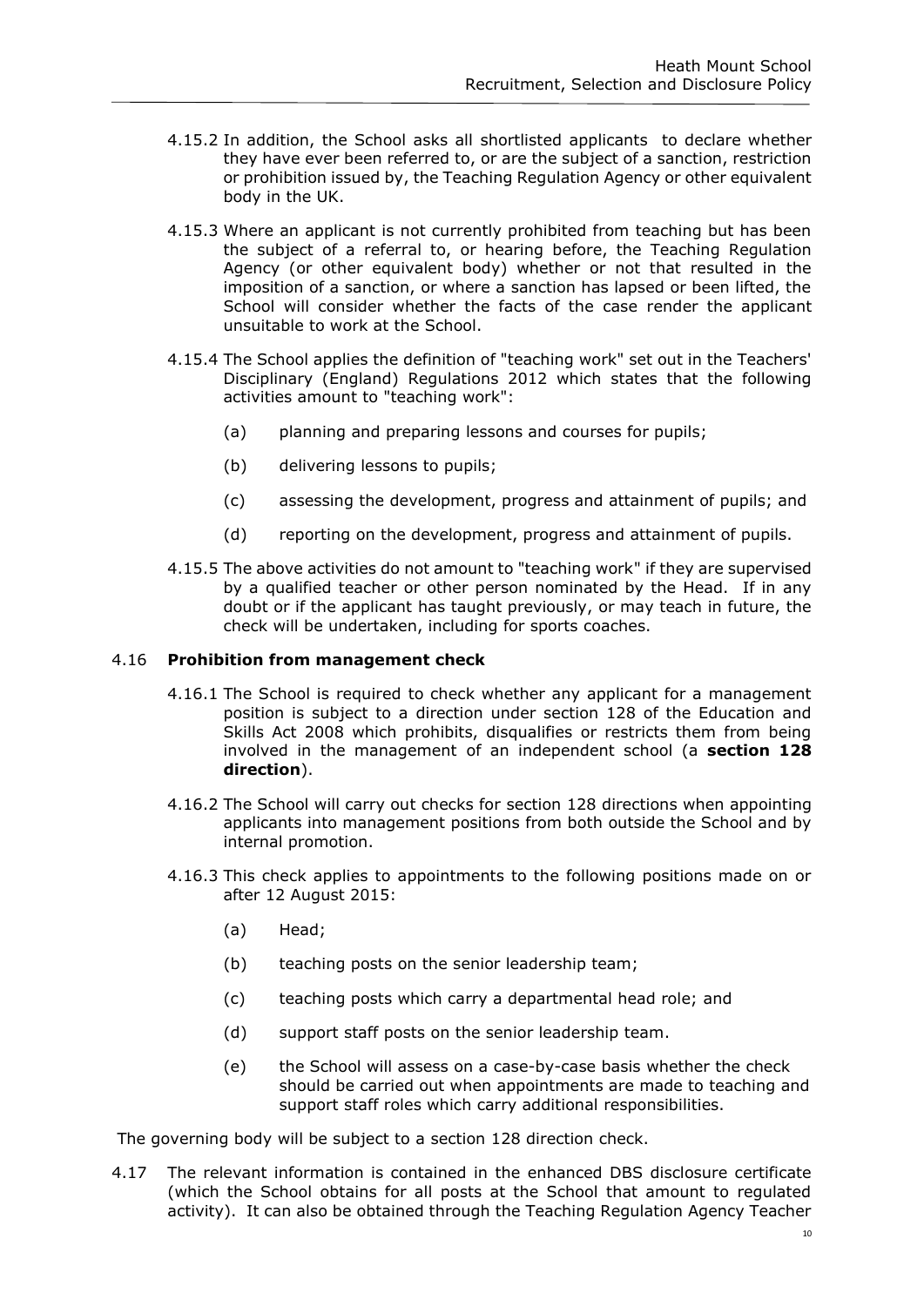4.15.2 In addition, the School asks all shortlisted applicants to declare whether they have ever been referred to, or are the subject of a sanction, restriction or prohibition issued by, the Teaching Regulation Agency or other equivalent body in the UK.

4.15.3 Where an applicant is not currently prohibited from teaching but has been the subject of a referral to, or hearing before, the Teaching Regulation Agency (or other equivalent body) whether or not that resulted in the imposition of a sanction, or where a sanction has lapsed or been lifted, the School will consider whether the facts of the case render the applicant unsuitable to work at the School.

4.15.4 The School applies the definition of "teaching work" set out in the Teachers' Disciplinary (England) Regulations 2012 which states that the following activities amount to "teaching work":

(a) planning and preparing lessons and courses for pupils;

(b) delivering lessons to pupils;

(c) assessing the development, progress and attainment of pupils; and

(d) reporting on the development, progress and attainment of pupils.

4.15.5 The above activities do not amount to "teaching work" if they are supervised by a qualified teacher or other person nominated by the Head. If in any doubt or if the applicant has taught previously, or may teach in future, the check will be undertaken, including for sports coaches.

4.16 **Prohibition from management check**

4.16.1 The School is required to check whether any applicant for a management position is subject to a direction under section 128 of the Education and Skills Act 2008 which prohibits, disqualifies or restricts them from being involved in the management of an independent school (a **section 128 direction**).

4.16.2 The School will carry out checks for section 128 directions when appointing applicants into management positions from both outside the School and by internal promotion.

4.16.3 This check applies to appointments to the following positions made on or after 12 August 2015:

(a) Head;

(b) teaching posts on the senior leadership team;

(c) teaching posts which carry a departmental head role; and

(d) support staff posts on the senior leadership team.

(e) the School will assess on a case-by-case basis whether the check should be carried out when appointments are made to teaching and support staff roles which carry additional responsibilities.

The governing body will be subject to a section 128 direction check.

4.17 The relevant information is contained in the enhanced DBS disclosure certificate (which the School obtains for all posts at the School that amount to regulated activity). It can also be obtained through the Teaching Regulation Agency Teacher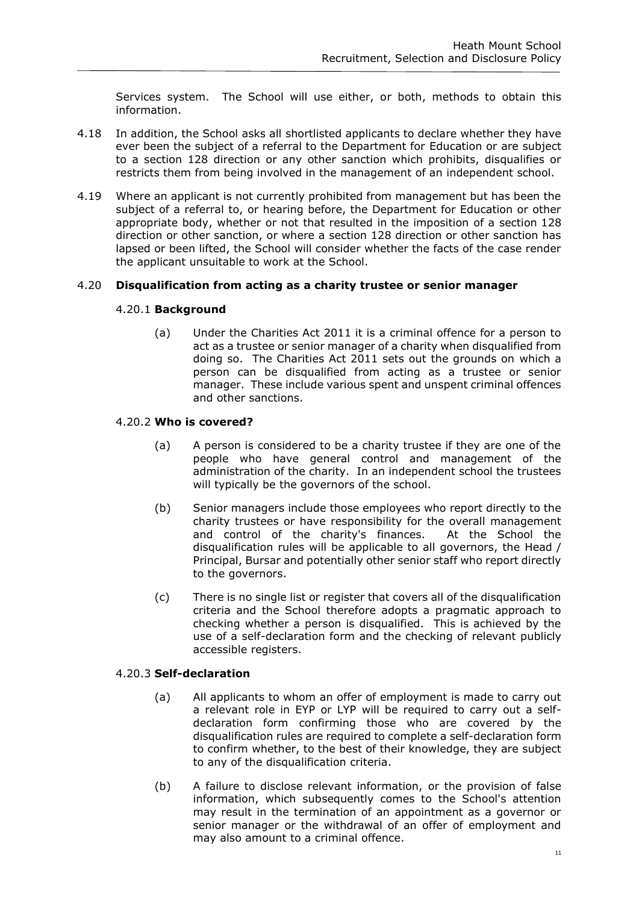Services system. The School will use either, or both, methods to obtain this information.

4.18 In addition, the School asks all shortlisted applicants to declare whether they have ever been the subject of a referral to the Department for Education or are subject to a section 128 direction or any other sanction which prohibits, disqualifies or restricts them from being involved in the management of an independent school.

4.19 Where an applicant is not currently prohibited from management but has been the subject of a referral to, or hearing before, the Department for Education or other appropriate body, whether or not that resulted in the imposition of a section 128 direction or other sanction, or where a section 128 direction or other sanction has lapsed or been lifted, the School will consider whether the facts of the case render the applicant unsuitable to work at the School.

4.20 **Disqualification from acting as a charity trustee or senior manager**

4.20.1 **Background**

(a) Under the Charities Act 2011 it is a criminal offence for a person to act as a trustee or senior manager of a charity when disqualified from doing so. The Charities Act 2011 sets out the grounds on which a person can be disqualified from acting as a trustee or senior manager. These include various spent and unspent criminal offences and other sanctions.

4.20.2 **Who is covered?**

(a) A person is considered to be a charity trustee if they are one of the people who have general control and management of the administration of the charity. In an independent school the trustees will typically be the governors of the school.

(b) Senior managers include those employees who report directly to the charity trustees or have responsibility for the overall management and control of the charity's finances. At the School the disqualification rules will be applicable to all governors, the Head / Principal, Bursar and potentially other senior staff who report directly to the governors.

(c) There is no single list or register that covers all of the disqualification criteria and the School therefore adopts a pragmatic approach to checking whether a person is disqualified. This is achieved by the use of a self-declaration form and the checking of relevant publicly accessible registers.

4.20.3 **Self-declaration**

(a) All applicants to whom an offer of employment is made to carry out a relevant role in EYP or LYP will be required to carry out a self-declaration form confirming those who are covered by the disqualification rules are required to complete a self-declaration form to confirm whether, to the best of their knowledge, they are subject to any of the disqualification criteria.

(b) A failure to disclose relevant information, or the provision of false information, which subsequently comes to the School's attention may result in the termination of an appointment as a governor or senior manager or the withdrawal of an offer of employment and may also amount to a criminal offence.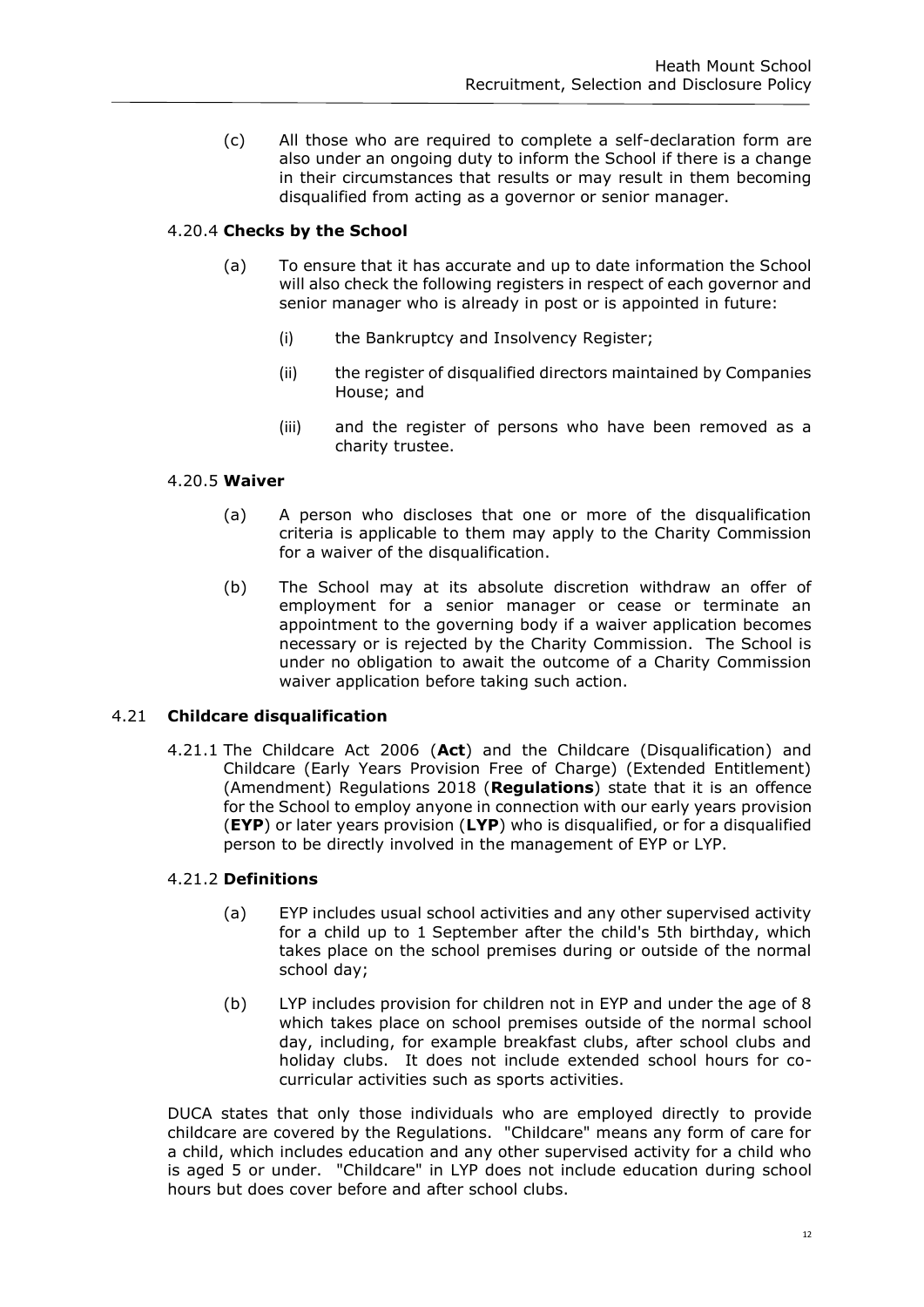(c) All those who are required to complete a self-declaration form are also under an ongoing duty to inform the School if there is a change in their circumstances that results or may result in them becoming disqualified from acting as a governor or senior manager.

4.20.4 **Checks by the School**

(a) To ensure that it has accurate and up to date information the School will also check the following registers in respect of each governor and senior manager who is already in post or is appointed in future:

(i) the Bankruptcy and Insolvency Register;

(ii) the register of disqualified directors maintained by Companies House; and

(iii) and the register of persons who have been removed as a charity trustee.

4.20.5 **Waiver**

(a) A person who discloses that one or more of the disqualification criteria is applicable to them may apply to the Charity Commission for a waiver of the disqualification.

(b) The School may at its absolute discretion withdraw an offer of employment for a senior manager or cease or terminate an appointment to the governing body if a waiver application becomes necessary or is rejected by the Charity Commission. The School is under no obligation to await the outcome of a Charity Commission waiver application before taking such action.

### 4.21 **Childcare disqualification**

4.21.1 The Childcare Act 2006 (**Act**) and the Childcare (Disqualification) and Childcare (Early Years Provision Free of Charge) (Extended Entitlement) (Amendment) Regulations 2018 (**Regulations**) state that it is an offence for the School to employ anyone in connection with our early years provision (**EYP**) or later years provision (**LYP**) who is disqualified, or for a disqualified person to be directly involved in the management of EYP or LYP.

4.21.2 **Definitions**

(a) EYP includes usual school activities and any other supervised activity for a child up to 1 September after the child's 5th birthday, which takes place on the school premises during or outside of the normal school day;

(b) LYP includes provision for children not in EYP and under the age of 8 which takes place on school premises outside of the normal school day, including, for example breakfast clubs, after school clubs and holiday clubs. It does not include extended school hours for co-curricular activities such as sports activities.

DUCA states that only those individuals who are employed directly to provide childcare are covered by the Regulations. "Childcare" means any form of care for a child, which includes education and any other supervised activity for a child who is aged 5 or under. "Childcare" in LYP does not include education during school hours but does cover before and after school clubs.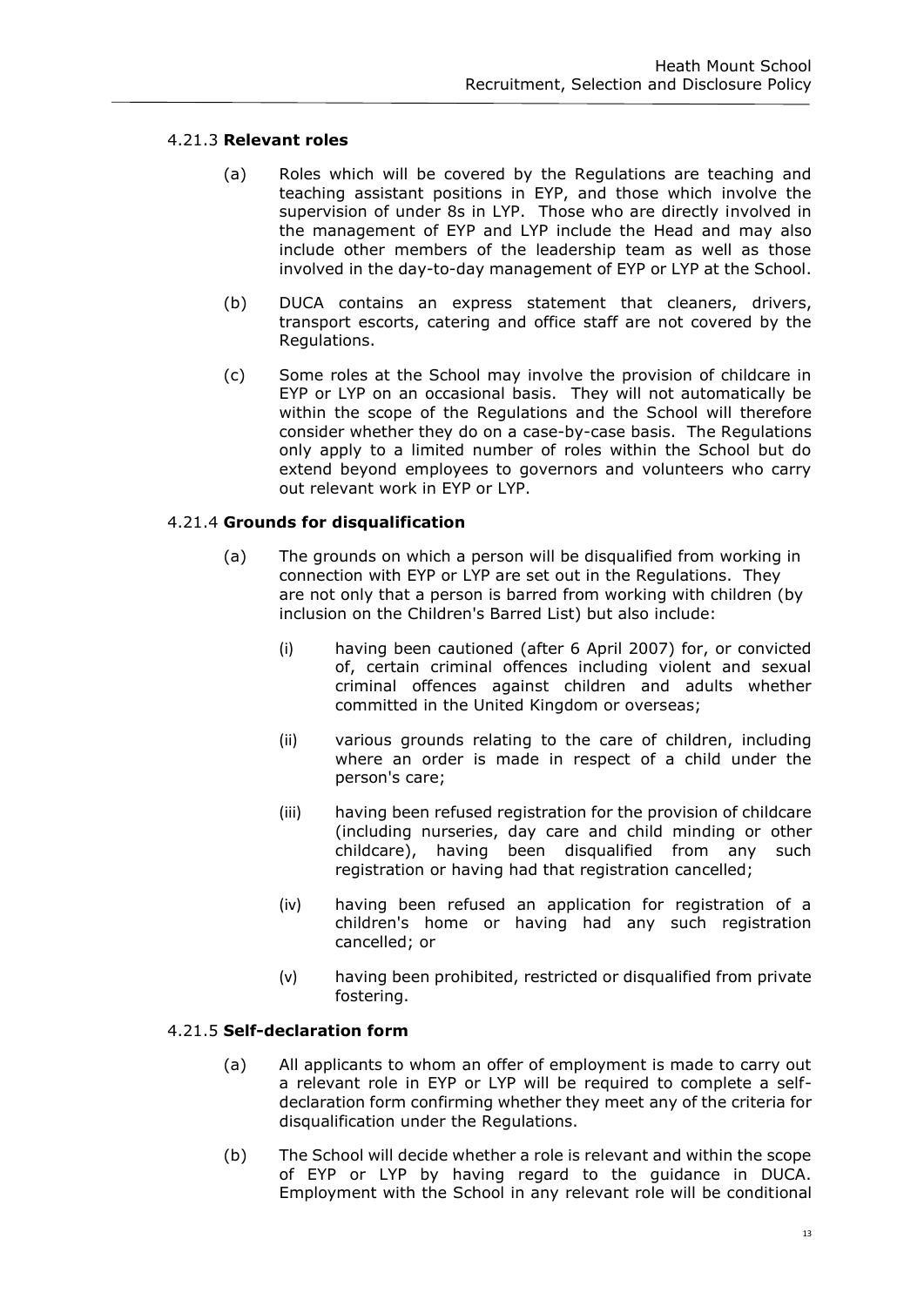#### 4.21.3 **Relevant roles**

(a) Roles which will be covered by the Regulations are teaching and teaching assistant positions in EYP, and those which involve the supervision of under 8s in LYP. Those who are directly involved in the management of EYP and LYP include the Head and may also include other members of the leadership team as well as those involved in the day-to-day management of EYP or LYP at the School.

(b) DUCA contains an express statement that cleaners, drivers, transport escorts, catering and office staff are not covered by the Regulations.

(c) Some roles at the School may involve the provision of childcare in EYP or LYP on an occasional basis. They will not automatically be within the scope of the Regulations and the School will therefore consider whether they do on a case-by-case basis. The Regulations only apply to a limited number of roles within the School but do extend beyond employees to governors and volunteers who carry out relevant work in EYP or LYP.

#### 4.21.4 **Grounds for disqualification**

(a) The grounds on which a person will be disqualified from working in connection with EYP or LYP are set out in the Regulations. They are not only that a person is barred from working with children (by inclusion on the Children's Barred List) but also include:

(i) having been cautioned (after 6 April 2007) for, or convicted of, certain criminal offences including violent and sexual criminal offences against children and adults whether committed in the United Kingdom or overseas;

(ii) various grounds relating to the care of children, including where an order is made in respect of a child under the person's care;

(iii) having been refused registration for the provision of childcare (including nurseries, day care and child minding or other childcare), having been disqualified from any such registration or having had that registration cancelled;

(iv) having been refused an application for registration of a children's home or having had any such registration cancelled; or

(v) having been prohibited, restricted or disqualified from private fostering.

#### 4.21.5 **Self-declaration form**

(a) All applicants to whom an offer of employment is made to carry out a relevant role in EYP or LYP will be required to complete a self-declaration form confirming whether they meet any of the criteria for disqualification under the Regulations.

(b) The School will decide whether a role is relevant and within the scope of EYP or LYP by having regard to the guidance in DUCA. Employment with the School in any relevant role will be conditional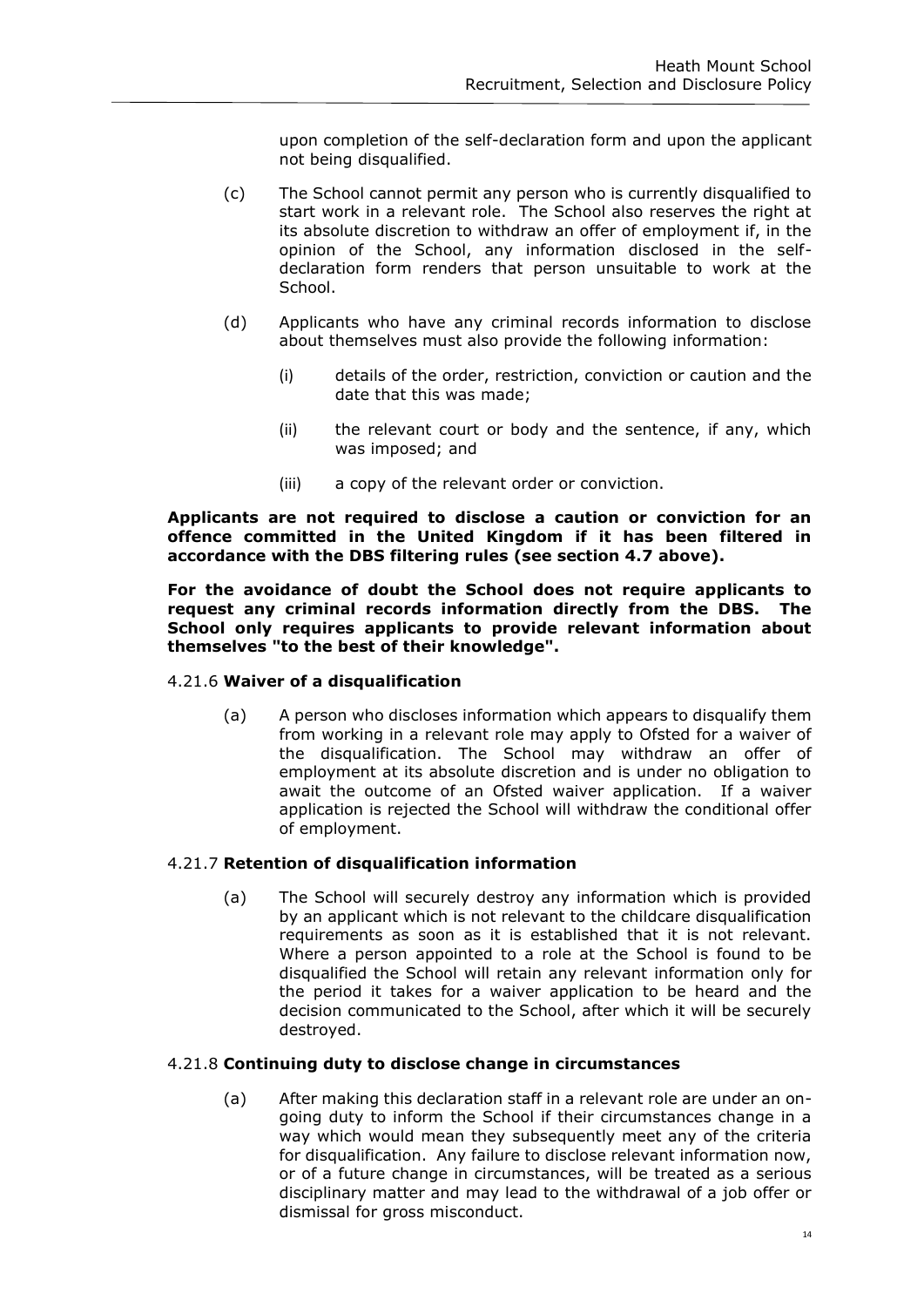upon completion of the self-declaration form and upon the applicant not being disqualified.

(c) The School cannot permit any person who is currently disqualified to start work in a relevant role. The School also reserves the right at its absolute discretion to withdraw an offer of employment if, in the opinion of the School, any information disclosed in the self-declaration form renders that person unsuitable to work at the School.

(d) Applicants who have any criminal records information to disclose about themselves must also provide the following information:

(i) details of the order, restriction, conviction or caution and the date that this was made;

(ii) the relevant court or body and the sentence, if any, which was imposed; and

(iii) a copy of the relevant order or conviction.

**Applicants are not required to disclose a caution or conviction for an offence committed in the United Kingdom if it has been filtered in accordance with the DBS filtering rules (see section 4.7 above).**

**For the avoidance of doubt the School does not require applicants to request any criminal records information directly from the DBS. The School only requires applicants to provide relevant information about themselves "to the best of their knowledge".**

4.21.6 **Waiver of a disqualification**

(a) A person who discloses information which appears to disqualify them from working in a relevant role may apply to Ofsted for a waiver of the disqualification. The School may withdraw an offer of employment at its absolute discretion and is under no obligation to await the outcome of an Ofsted waiver application. If a waiver application is rejected the School will withdraw the conditional offer of employment.

4.21.7 **Retention of disqualification information**

(a) The School will securely destroy any information which is provided by an applicant which is not relevant to the childcare disqualification requirements as soon as it is established that it is not relevant. Where a person appointed to a role at the School is found to be disqualified the School will retain any relevant information only for the period it takes for a waiver application to be heard and the decision communicated to the School, after which it will be securely destroyed.

4.21.8 **Continuing duty to disclose change in circumstances**

(a) After making this declaration staff in a relevant role are under an on-going duty to inform the School if their circumstances change in a way which would mean they subsequently meet any of the criteria for disqualification. Any failure to disclose relevant information now, or of a future change in circumstances, will be treated as a serious disciplinary matter and may lead to the withdrawal of a job offer or dismissal for gross misconduct.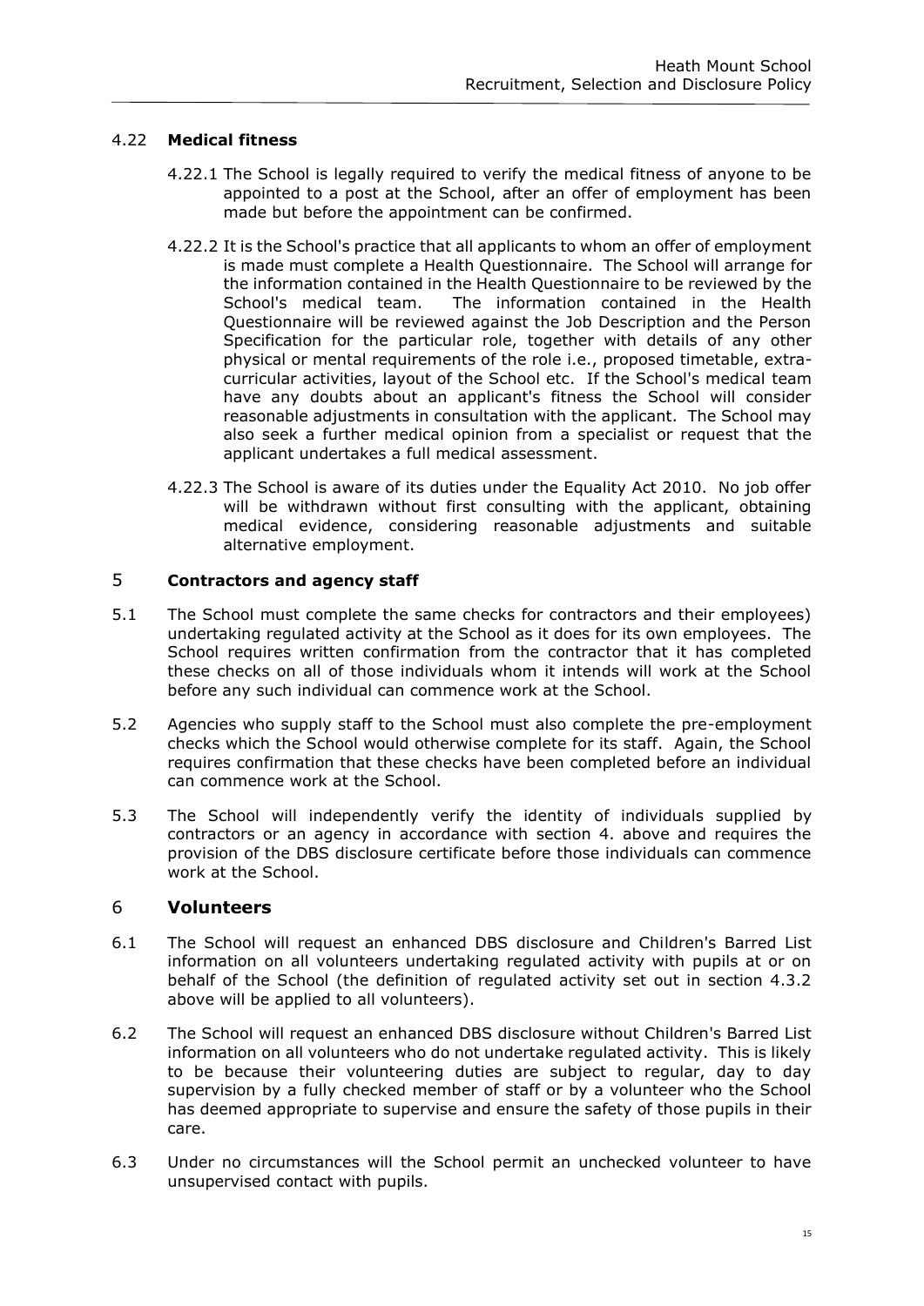### 4.22 **Medical fitness**

4.22.1 The School is legally required to verify the medical fitness of anyone to be appointed to a post at the School, after an offer of employment has been made but before the appointment can be confirmed.

4.22.2 It is the School's practice that all applicants to whom an offer of employment is made must complete a Health Questionnaire. The School will arrange for the information contained in the Health Questionnaire to be reviewed by the School's medical team. The information contained in the Health Questionnaire will be reviewed against the Job Description and the Person Specification for the particular role, together with details of any other physical or mental requirements of the role i.e., proposed timetable, extra-curricular activities, layout of the School etc. If the School's medical team have any doubts about an applicant's fitness the School will consider reasonable adjustments in consultation with the applicant. The School may also seek a further medical opinion from a specialist or request that the applicant undertakes a full medical assessment.

4.22.3 The School is aware of its duties under the Equality Act 2010. No job offer will be withdrawn without first consulting with the applicant, obtaining medical evidence, considering reasonable adjustments and suitable alternative employment.

## 5 **Contractors and agency staff**

5.1 The School must complete the same checks for contractors and their employees) undertaking regulated activity at the School as it does for its own employees. The School requires written confirmation from the contractor that it has completed these checks on all of those individuals whom it intends will work at the School before any such individual can commence work at the School.

5.2 Agencies who supply staff to the School must also complete the pre-employment checks which the School would otherwise complete for its staff. Again, the School requires confirmation that these checks have been completed before an individual can commence work at the School.

5.3 The School will independently verify the identity of individuals supplied by contractors or an agency in accordance with section 4. above and requires the provision of the DBS disclosure certificate before those individuals can commence work at the School.

## 6 **Volunteers**

6.1 The School will request an enhanced DBS disclosure and Children's Barred List information on all volunteers undertaking regulated activity with pupils at or on behalf of the School (the definition of regulated activity set out in section 4.3.2 above will be applied to all volunteers).

6.2 The School will request an enhanced DBS disclosure without Children's Barred List information on all volunteers who do not undertake regulated activity. This is likely to be because their volunteering duties are subject to regular, day to day supervision by a fully checked member of staff or by a volunteer who the School has deemed appropriate to supervise and ensure the safety of those pupils in their care.

6.3 Under no circumstances will the School permit an unchecked volunteer to have unsupervised contact with pupils.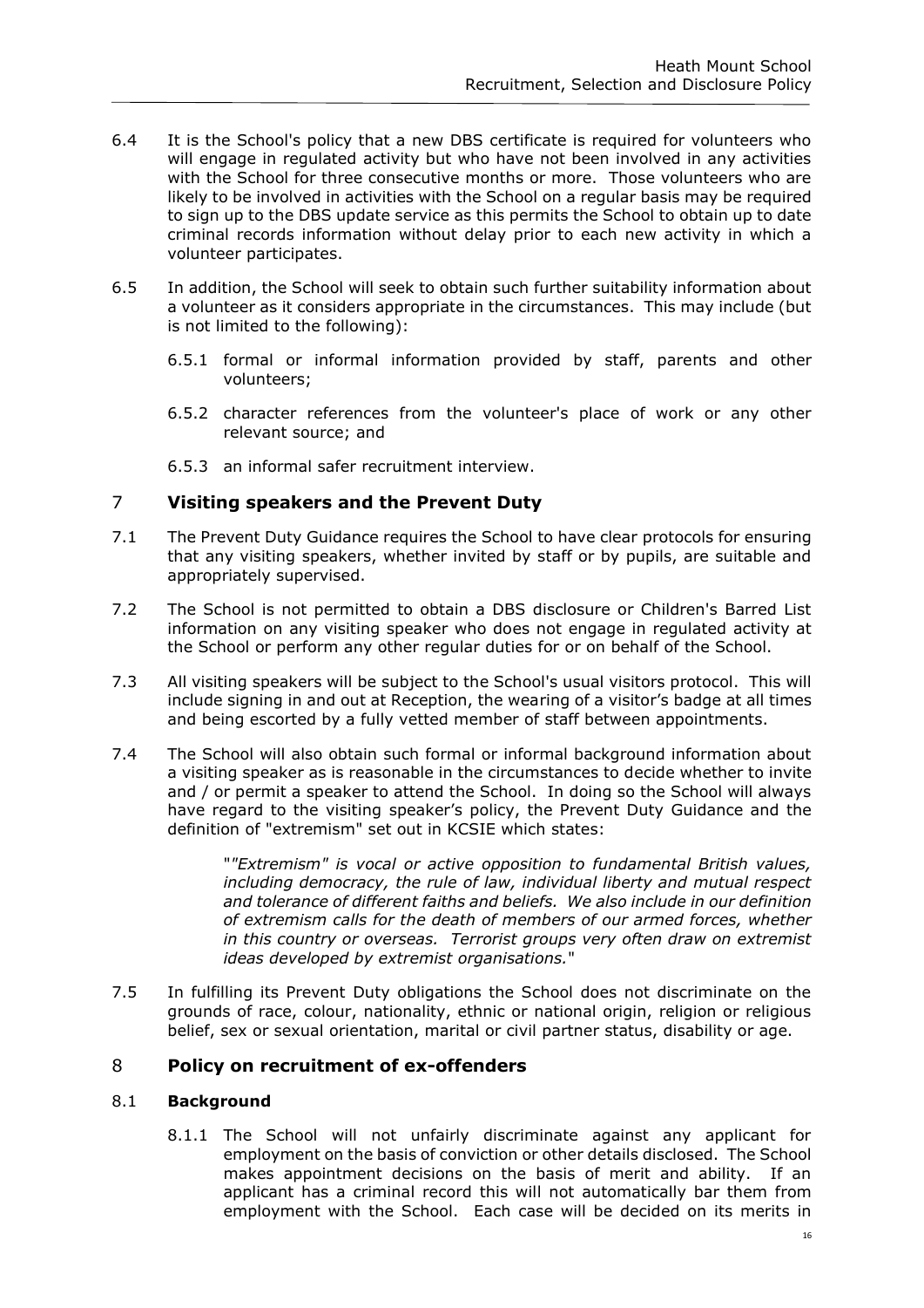6.4 It is the School's policy that a new DBS certificate is required for volunteers who will engage in regulated activity but who have not been involved in any activities with the School for three consecutive months or more. Those volunteers who are likely to be involved in activities with the School on a regular basis may be required to sign up to the DBS update service as this permits the School to obtain up to date criminal records information without delay prior to each new activity in which a volunteer participates.

6.5 In addition, the School will seek to obtain such further suitability information about a volunteer as it considers appropriate in the circumstances. This may include (but is not limited to the following):

6.5.1 formal or informal information provided by staff, parents and other volunteers;

6.5.2 character references from the volunteer's place of work or any other relevant source; and

6.5.3 an informal safer recruitment interview.

## 7 Visiting speakers and the Prevent Duty

7.1 The Prevent Duty Guidance requires the School to have clear protocols for ensuring that any visiting speakers, whether invited by staff or by pupils, are suitable and appropriately supervised.

7.2 The School is not permitted to obtain a DBS disclosure or Children's Barred List information on any visiting speaker who does not engage in regulated activity at the School or perform any other regular duties for or on behalf of the School.

7.3 All visiting speakers will be subject to the School's usual visitors protocol. This will include signing in and out at Reception, the wearing of a visitor's badge at all times and being escorted by a fully vetted member of staff between appointments.

7.4 The School will also obtain such formal or informal background information about a visiting speaker as is reasonable in the circumstances to decide whether to invite and / or permit a speaker to attend the School. In doing so the School will always have regard to the visiting speaker's policy, the Prevent Duty Guidance and the definition of "extremism" set out in KCSIE which states:

> "*"Extremism" is vocal or active opposition to fundamental British values, including democracy, the rule of law, individual liberty and mutual respect and tolerance of different faiths and beliefs. We also include in our definition of extremism calls for the death of members of our armed forces, whether in this country or overseas. Terrorist groups very often draw on extremist ideas developed by extremist organisations.*"

7.5 In fulfilling its Prevent Duty obligations the School does not discriminate on the grounds of race, colour, nationality, ethnic or national origin, religion or religious belief, sex or sexual orientation, marital or civil partner status, disability or age.

## 8 Policy on recruitment of ex-offenders

### 8.1 Background

8.1.1 The School will not unfairly discriminate against any applicant for employment on the basis of conviction or other details disclosed. The School makes appointment decisions on the basis of merit and ability. If an applicant has a criminal record this will not automatically bar them from employment with the School. Each case will be decided on its merits in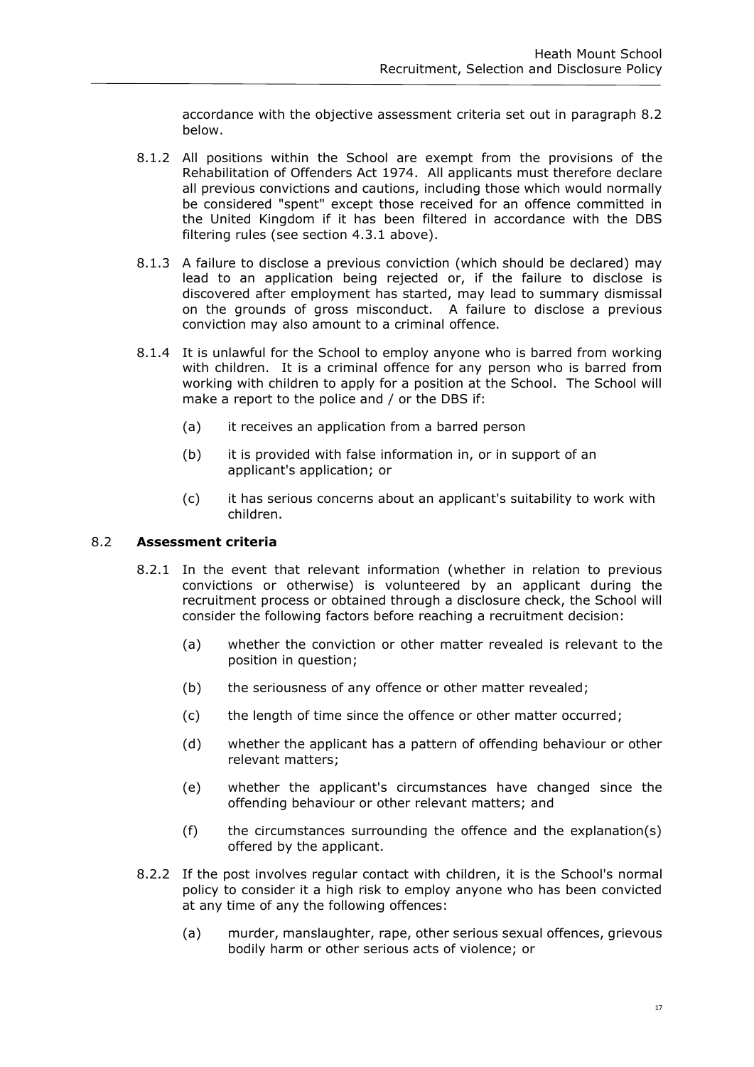accordance with the objective assessment criteria set out in paragraph 8.2 below.

8.1.2 All positions within the School are exempt from the provisions of the Rehabilitation of Offenders Act 1974. All applicants must therefore declare all previous convictions and cautions, including those which would normally be considered "spent" except those received for an offence committed in the United Kingdom if it has been filtered in accordance with the DBS filtering rules (see section 4.3.1 above).

8.1.3 A failure to disclose a previous conviction (which should be declared) may lead to an application being rejected or, if the failure to disclose is discovered after employment has started, may lead to summary dismissal on the grounds of gross misconduct. A failure to disclose a previous conviction may also amount to a criminal offence.

8.1.4 It is unlawful for the School to employ anyone who is barred from working with children. It is a criminal offence for any person who is barred from working with children to apply for a position at the School. The School will make a report to the police and / or the DBS if:

(a) it receives an application from a barred person

(b) it is provided with false information in, or in support of an applicant's application; or

(c) it has serious concerns about an applicant's suitability to work with children.

### 8.2 **Assessment criteria**

8.2.1 In the event that relevant information (whether in relation to previous convictions or otherwise) is volunteered by an applicant during the recruitment process or obtained through a disclosure check, the School will consider the following factors before reaching a recruitment decision:

(a) whether the conviction or other matter revealed is relevant to the position in question;

(b) the seriousness of any offence or other matter revealed;

(c) the length of time since the offence or other matter occurred;

(d) whether the applicant has a pattern of offending behaviour or other relevant matters;

(e) whether the applicant's circumstances have changed since the offending behaviour or other relevant matters; and

(f) the circumstances surrounding the offence and the explanation(s) offered by the applicant.

8.2.2 If the post involves regular contact with children, it is the School's normal policy to consider it a high risk to employ anyone who has been convicted at any time of any the following offences:

(a) murder, manslaughter, rape, other serious sexual offences, grievous bodily harm or other serious acts of violence; or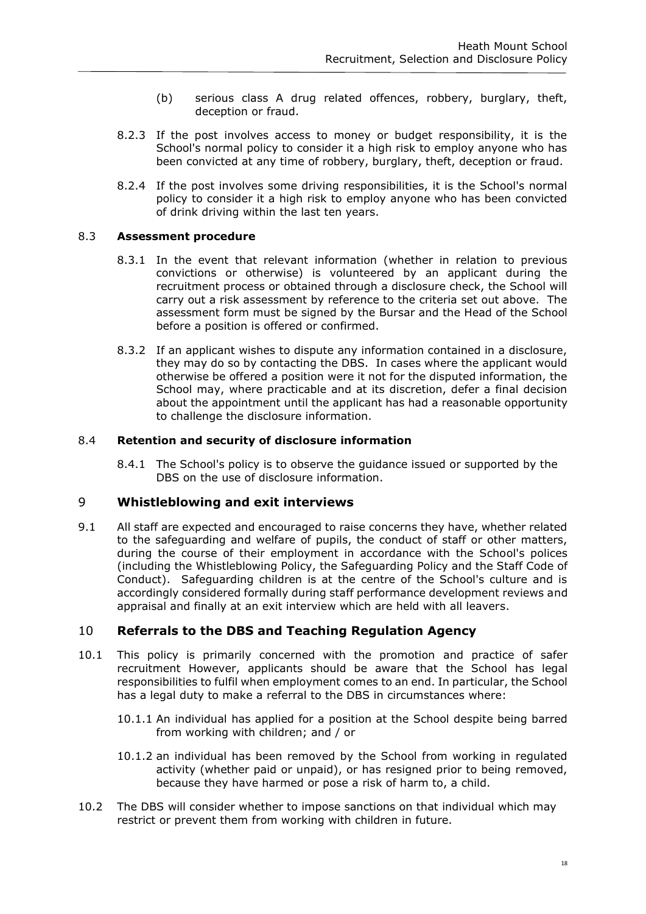(b) serious class A drug related offences, robbery, burglary, theft, deception or fraud.

8.2.3 If the post involves access to money or budget responsibility, it is the School's normal policy to consider it a high risk to employ anyone who has been convicted at any time of robbery, burglary, theft, deception or fraud.

8.2.4 If the post involves some driving responsibilities, it is the School's normal policy to consider it a high risk to employ anyone who has been convicted of drink driving within the last ten years.

### 8.3 **Assessment procedure**

8.3.1 In the event that relevant information (whether in relation to previous convictions or otherwise) is volunteered by an applicant during the recruitment process or obtained through a disclosure check, the School will carry out a risk assessment by reference to the criteria set out above. The assessment form must be signed by the Bursar and the Head of the School before a position is offered or confirmed.

8.3.2 If an applicant wishes to dispute any information contained in a disclosure, they may do so by contacting the DBS. In cases where the applicant would otherwise be offered a position were it not for the disputed information, the School may, where practicable and at its discretion, defer a final decision about the appointment until the applicant has had a reasonable opportunity to challenge the disclosure information.

### 8.4 **Retention and security of disclosure information**

8.4.1 The School's policy is to observe the guidance issued or supported by the DBS on the use of disclosure information.

## 9 **Whistleblowing and exit interviews**

9.1 All staff are expected and encouraged to raise concerns they have, whether related to the safeguarding and welfare of pupils, the conduct of staff or other matters, during the course of their employment in accordance with the School's polices (including the Whistleblowing Policy, the Safeguarding Policy and the Staff Code of Conduct). Safeguarding children is at the centre of the School's culture and is accordingly considered formally during staff performance development reviews and appraisal and finally at an exit interview which are held with all leavers.

## 10 **Referrals to the DBS and Teaching Regulation Agency**

10.1 This policy is primarily concerned with the promotion and practice of safer recruitment However, applicants should be aware that the School has legal responsibilities to fulfil when employment comes to an end. In particular, the School has a legal duty to make a referral to the DBS in circumstances where:

10.1.1 An individual has applied for a position at the School despite being barred from working with children; and / or

10.1.2 an individual has been removed by the School from working in regulated activity (whether paid or unpaid), or has resigned prior to being removed, because they have harmed or pose a risk of harm to, a child.

10.2 The DBS will consider whether to impose sanctions on that individual which may restrict or prevent them from working with children in future.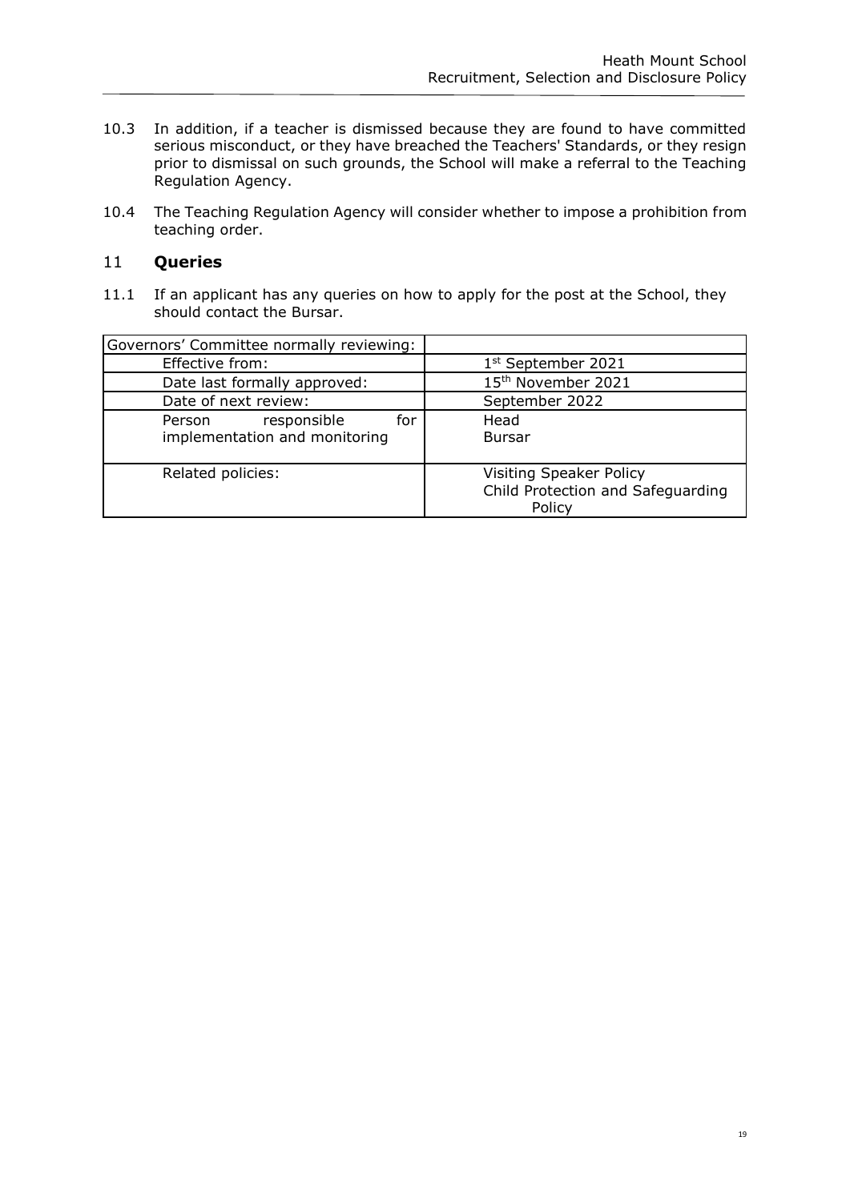10.3 In addition, if a teacher is dismissed because they are found to have committed serious misconduct, or they have breached the Teachers' Standards, or they resign prior to dismissal on such grounds, the School will make a referral to the Teaching Regulation Agency.

10.4 The Teaching Regulation Agency will consider whether to impose a prohibition from teaching order.

## 11 **Queries**

11.1 If an applicant has any queries on how to apply for the post at the School, they should contact the Bursar.

| Governors' Committee normally reviewing: | |
|---|---|
| Effective from: | 1st September 2021 |
| Date last formally approved: | 15th November 2021 |
| Date of next review: | September 2022 |
| Person responsible for implementation and monitoring | Head<br>Bursar |
| Related policies: | Visiting Speaker Policy<br>Child Protection and Safeguarding Policy |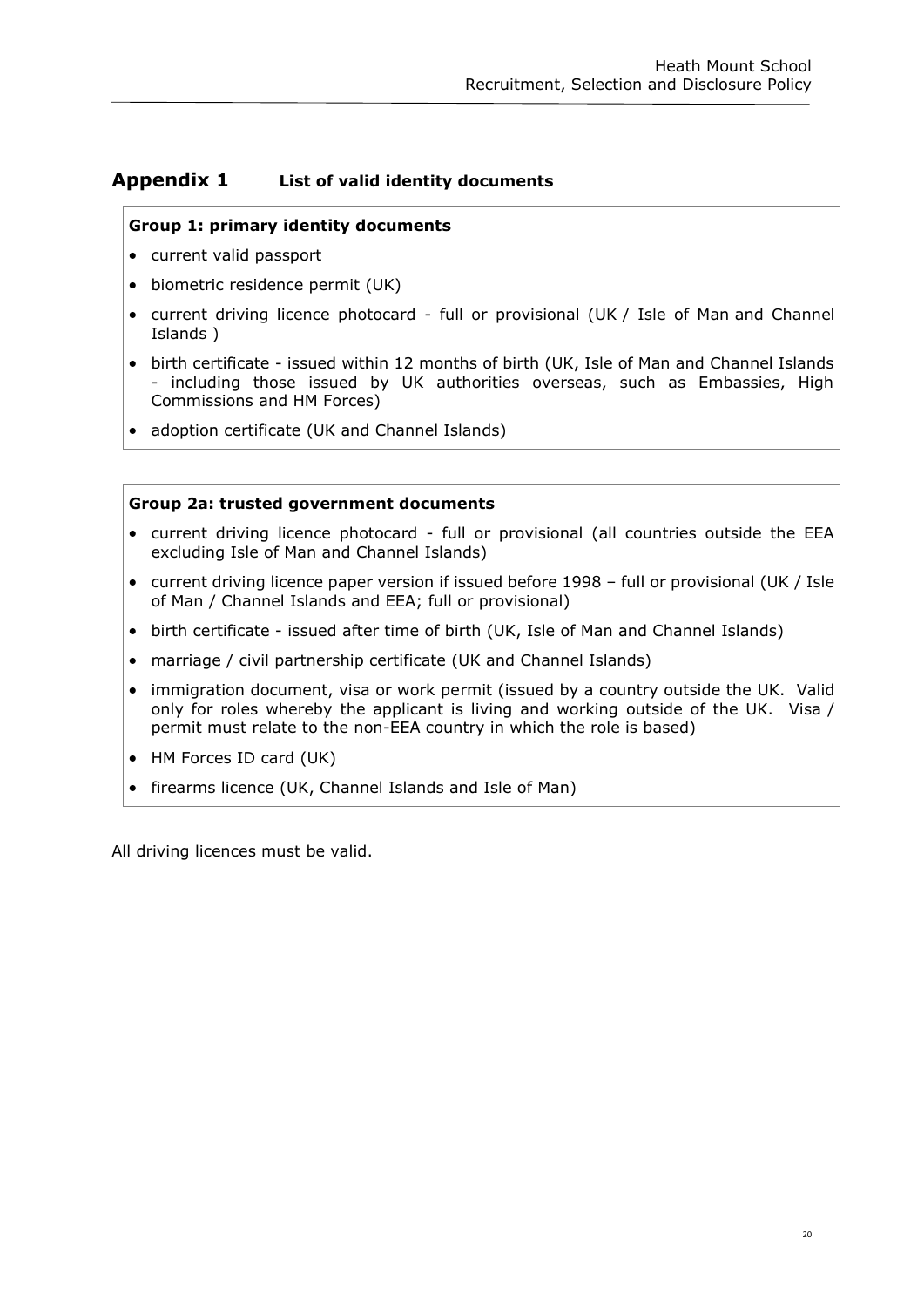## Appendix 1 List of valid identity documents

**Group 1: primary identity documents**

- current valid passport
- biometric residence permit (UK)
- current driving licence photocard - full or provisional (UK / Isle of Man and Channel Islands )
- birth certificate - issued within 12 months of birth (UK, Isle of Man and Channel Islands - including those issued by UK authorities overseas, such as Embassies, High Commissions and HM Forces)
- adoption certificate (UK and Channel Islands)

**Group 2a: trusted government documents**

- current driving licence photocard - full or provisional (all countries outside the EEA excluding Isle of Man and Channel Islands)
- current driving licence paper version if issued before 1998 – full or provisional (UK / Isle of Man / Channel Islands and EEA; full or provisional)
- birth certificate - issued after time of birth (UK, Isle of Man and Channel Islands)
- marriage / civil partnership certificate (UK and Channel Islands)
- immigration document, visa or work permit (issued by a country outside the UK. Valid only for roles whereby the applicant is living and working outside of the UK. Visa / permit must relate to the non-EEA country in which the role is based)
- HM Forces ID card (UK)
- firearms licence (UK, Channel Islands and Isle of Man)

All driving licences must be valid.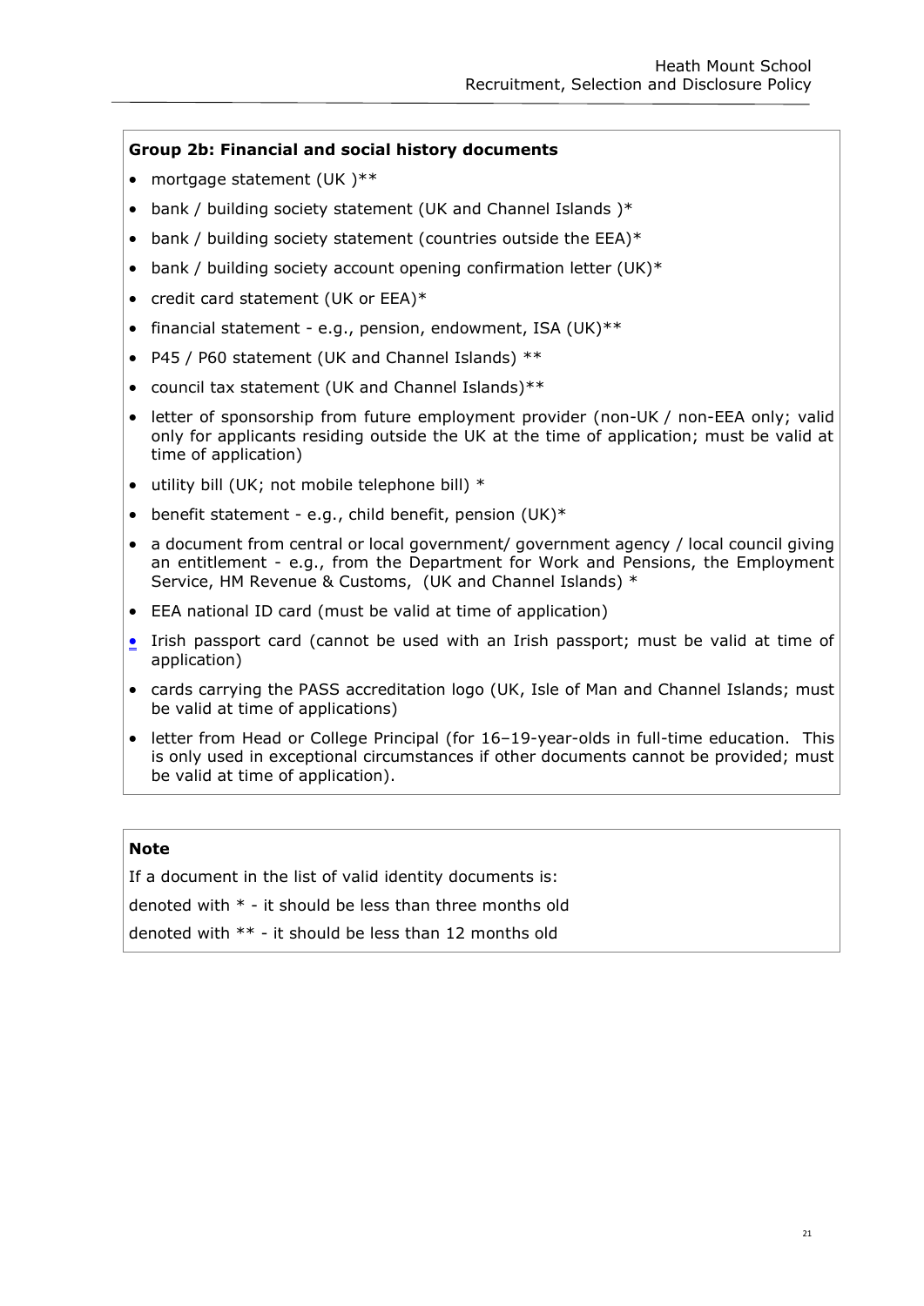**Group 2b: Financial and social history documents**

- mortgage statement (UK )**
- bank / building society statement (UK and Channel Islands )*
- bank / building society statement (countries outside the EEA)*
- bank / building society account opening confirmation letter (UK)*
- credit card statement (UK or EEA)*
- financial statement - e.g., pension, endowment, ISA (UK)**
- P45 / P60 statement (UK and Channel Islands) **
- council tax statement (UK and Channel Islands)**
- letter of sponsorship from future employment provider (non-UK / non-EEA only; valid only for applicants residing outside the UK at the time of application; must be valid at time of application)
- utility bill (UK; not mobile telephone bill) *
- benefit statement - e.g., child benefit, pension (UK)*
- a document from central or local government/ government agency / local council giving an entitlement - e.g., from the Department for Work and Pensions, the Employment Service, HM Revenue & Customs, (UK and Channel Islands) *
- EEA national ID card (must be valid at time of application)
- Irish passport card (cannot be used with an Irish passport; must be valid at time of application)
- cards carrying the PASS accreditation logo (UK, Isle of Man and Channel Islands; must be valid at time of applications)
- letter from Head or College Principal (for 16–19-year-olds in full-time education. This is only used in exceptional circumstances if other documents cannot be provided; must be valid at time of application).

**Note**

If a document in the list of valid identity documents is:

denoted with * - it should be less than three months old

denoted with ** - it should be less than 12 months old